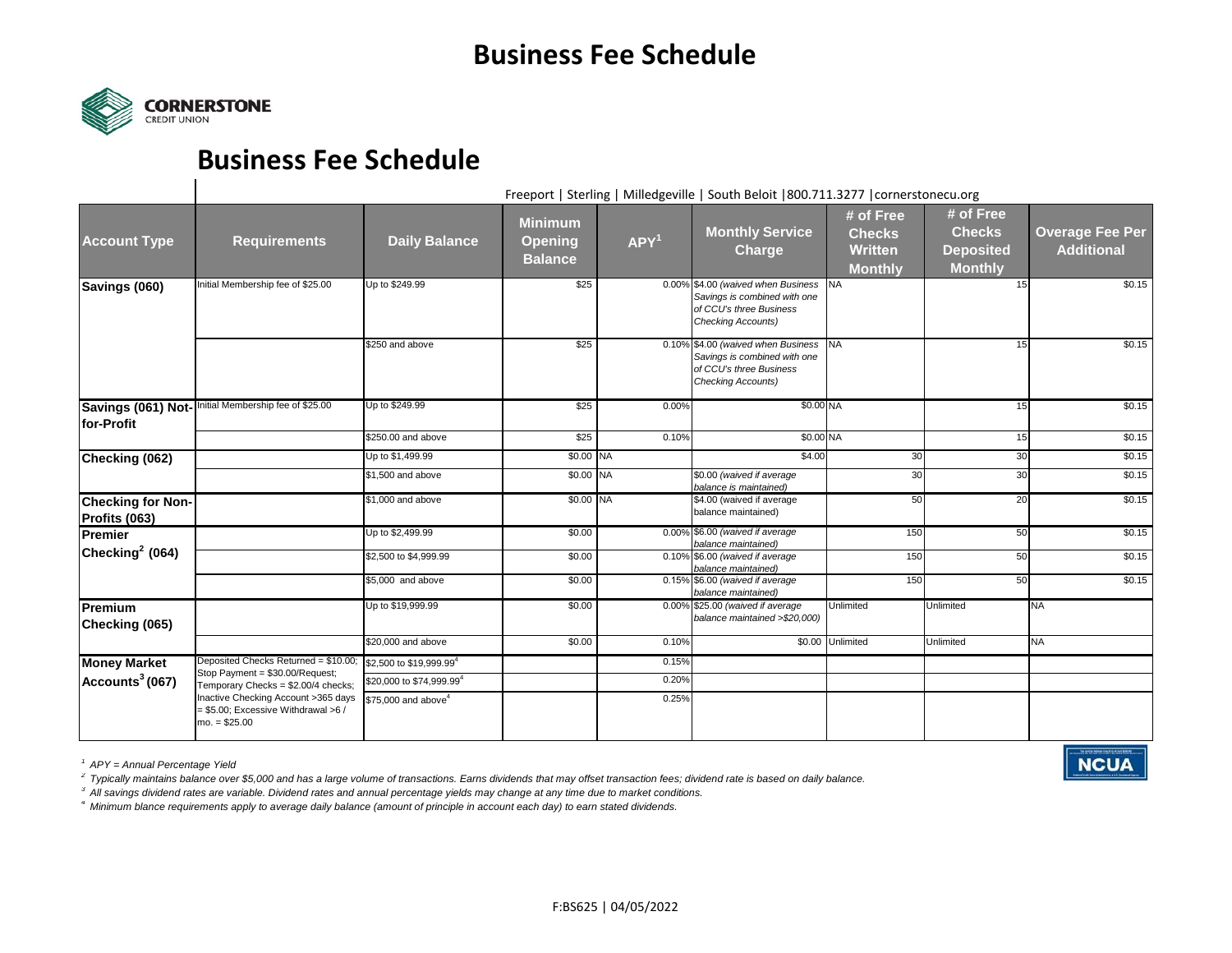# Business Fee Schedule

CORNERSTONE
CREDIT UNION

## Business Fee Schedule

Freeport | Sterling | Milledgeville | South Beloit |800.711.3277 |cornerstonecu.org

| Account Type | Requirements | Daily Balance | Minimum Opening Balance | APY[1] | Monthly Service Charge | # of Free Checks Written Monthly | # of Free Checks Deposited Monthly | Overage Fee Per Additional |
|---|---|---|---|---|---|---|---|---|
| **Savings (060)** | Initial Membership fee of $25.00 | Up to $249.99 | $25 | 0.00% | $4.00 *(waived when Business Savings is combined with one of CCU's three Business Checking Accounts)* | NA | 15 | $0.15 |
| | | $250 and above | $25 | 0.10% | $4.00 *(waived when Business Savings is combined with one of CCU's three Business Checking Accounts)* | NA | 15 | $0.15 |
| **Savings (061) Not-for-Profit** | Initial Membership fee of $25.00 | Up to $249.99 | $25 | 0.00% | $0.00 | NA | 15 | $0.15 |
| | | $250.00 and above | $25 | 0.10% | $0.00 | NA | 15 | $0.15 |
| **Checking (062)** | | Up to $1,499.99 | $0.00 | NA | $4.00 | 30 | 30 | $0.15 |
| | | $1,500 and above | $0.00 | NA | $0.00 *(waived if average balance is maintained)* | 30 | 30 | $0.15 |
| **Checking for Non-Profits (063)** | | $1,000 and above | $0.00 | NA | $4.00 (waived if average balance maintained) | 50 | 20 | $0.15 |
| **Premier Checking[2] (064)** | | Up to $2,499.99 | $0.00 | 0.00% | $6.00 *(waived if average balance maintained)* | 150 | 50 | $0.15 |
| | | $2,500 to $4,999.99 | $0.00 | 0.10% | $6.00 *(waived if average balance maintained)* | 150 | 50 | $0.15 |
| | | $5,000 and above | $0.00 | 0.15% | $6.00 *(waived if average balance maintained)* | 150 | 50 | $0.15 |
| **Premium Checking (065)** | | Up to $19,999.99 | $0.00 | 0.00% | $25.00 *(waived if average balance maintained >$20,000)* | Unlimited | Unlimited | NA |
| | | $20,000 and above | $0.00 | 0.10% | $0.00 | Unlimited | Unlimited | NA |
| **Money Market Accounts[3] (067)** | Deposited Checks Returned = $10.00; Stop Payment = $30.00/Request; Temporary Checks = $2.00/4 checks; Inactive Checking Account >365 days = $5.00; Excessive Withdrawal >6 / mo. = $25.00 | $2,500 to $19,999.99[4] | | 0.15% | | | | |
| | | $20,000 to $74,999.99[4] | | 0.20% | | | | |
| | | $75,000 and above[4] | | 0.25% | | | | |

*[1] APY = Annual Percentage Yield*

*[2] Typically maintains balance over $5,000 and has a large volume of transactions. Earns dividends that may offset transaction fees; dividend rate is based on daily balance.*

*[3] All savings dividend rates are variable. Dividend rates and annual percentage yields may change at any time due to market conditions.*

*[4] Minimum blance requirements apply to average daily balance (amount of principle in account each day) to earn stated dividends.*

NCUA

F:BS625 | 04/05/2022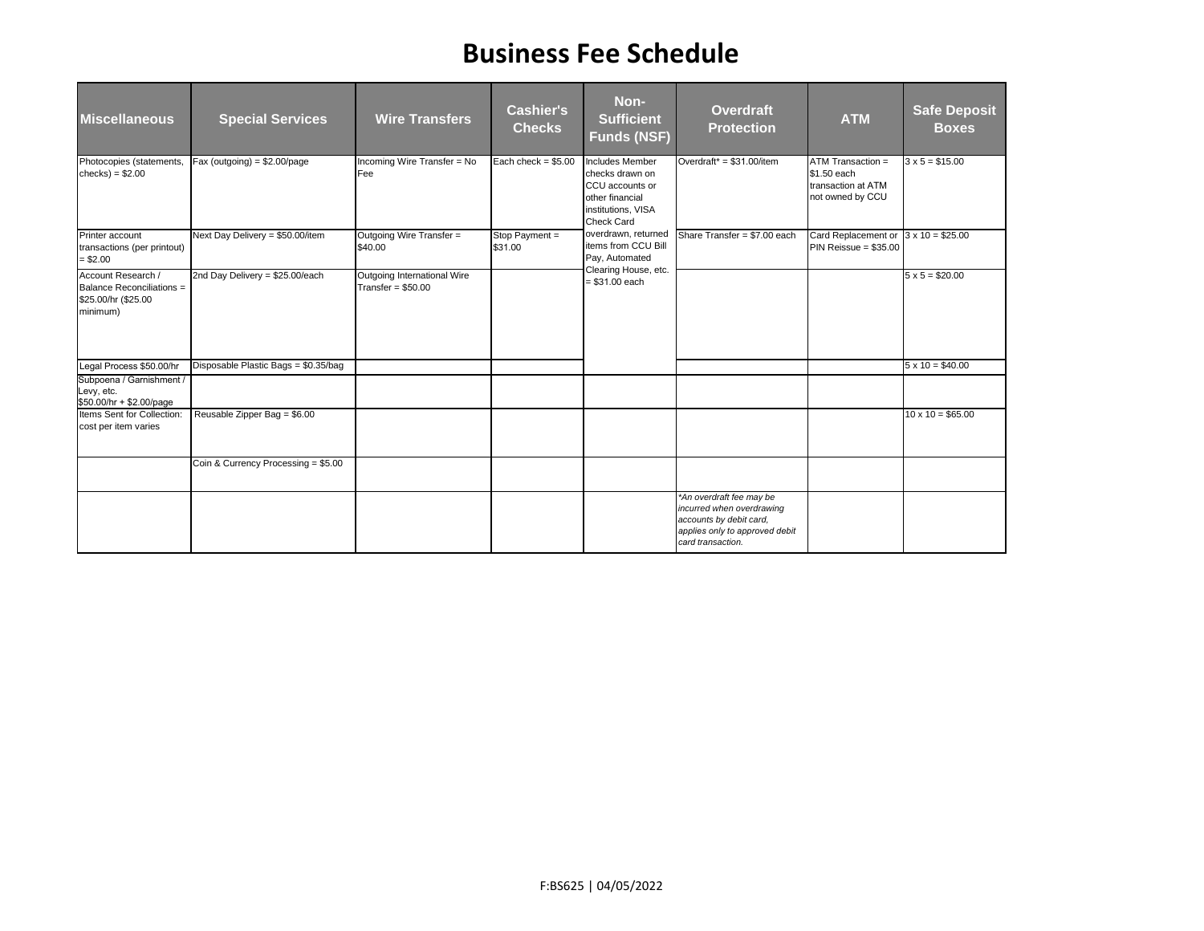# Business Fee Schedule

| Miscellaneous | Special Services | Wire Transfers | Cashier's Checks | Non-Sufficient Funds (NSF) | Overdraft Protection | ATM | Safe Deposit Boxes |
|---|---|---|---|---|---|---|---|
| Photocopies (statements, checks) = $2.00 | Fax (outgoing) = $2.00/page | Incoming Wire Transfer = No Fee | Each check = $5.00 | Includes Member checks drawn on CCU accounts or other financial institutions, VISA Check Card overdrawn, returned items from CCU Bill Pay, Automated Clearing House, etc. = $31.00 each | Overdraft* = $31.00/item | ATM Transaction = $1.50 each transaction at ATM not owned by CCU | 3 x 5 = $15.00 |
| Printer account transactions (per printout) = $2.00 | Next Day Delivery = $50.00/item | Outgoing Wire Transfer = $40.00 | Stop Payment = $31.00 | | Share Transfer = $7.00 each | Card Replacement or PIN Reissue = $35.00 | 3 x 10 = $25.00 |
| Account Research / Balance Reconciliations = $25.00/hr ($25.00 minimum) | 2nd Day Delivery = $25.00/each | Outgoing International Wire Transfer = $50.00 | | | | | 5 x 5 = $20.00 |
| Legal Process $50.00/hr | Disposable Plastic Bags = $0.35/bag | | | | | | 5 x 10 = $40.00 |
| Subpoena / Garnishment / Levy, etc. $50.00/hr + $2.00/page | | | | | | | |
| Items Sent for Collection: cost per item varies | Reusable Zipper Bag = $6.00 | | | | | | 10 x 10 = $65.00 |
| | Coin & Currency Processing = $5.00 | | | | | | |
| | | | | | *\*An overdraft fee may be incurred when overdrawing accounts by debit card, applies only to approved debit card transaction.* | | |

F:BS625 | 04/05/2022